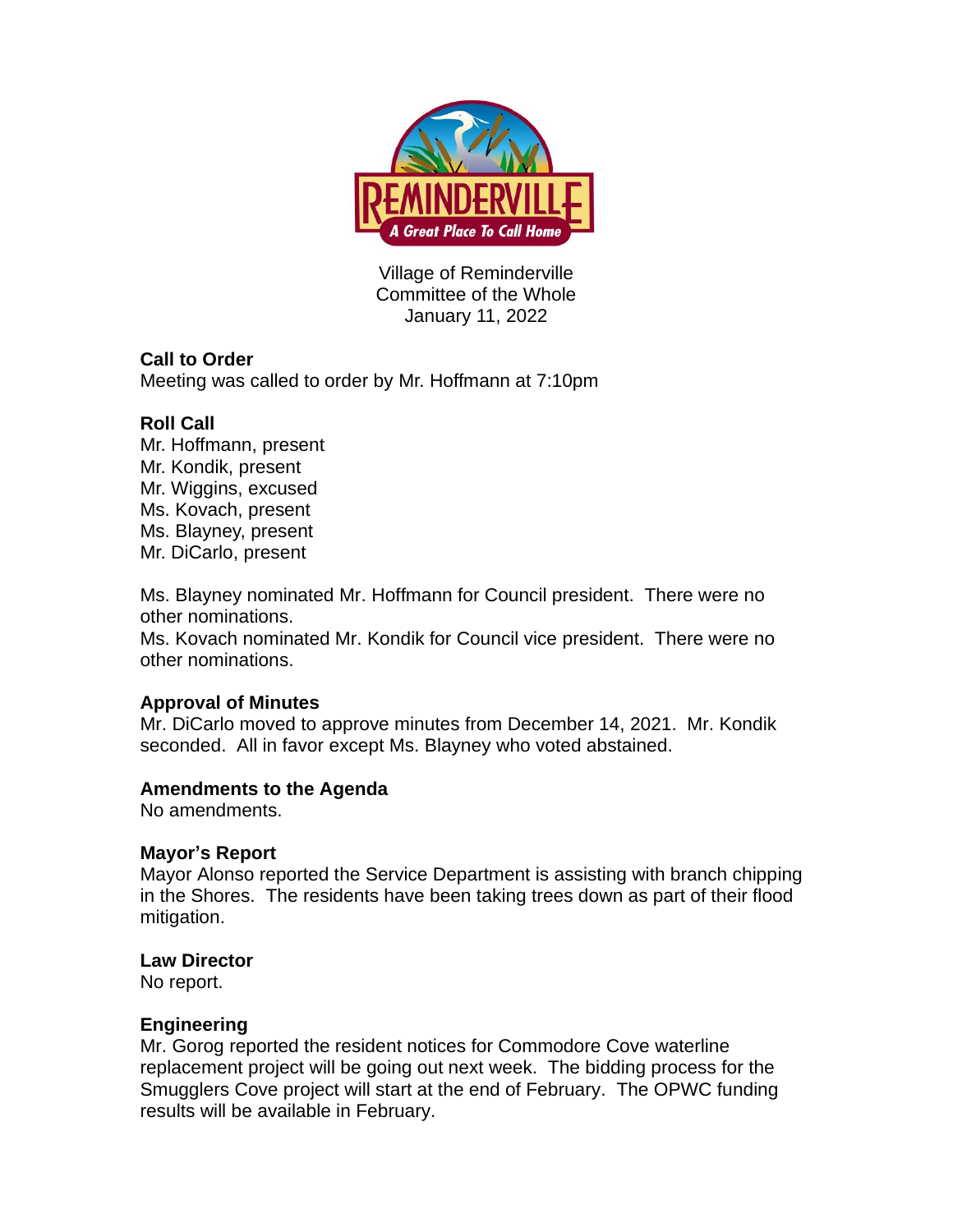Village of Reminderville
Committee of the Whole
January 11, 2022

**Call to Order**
Meeting was called to order by Mr. Hoffmann at 7:10pm

**Roll Call**
Mr. Hoffmann, present
Mr. Kondik, present
Mr. Wiggins, excused
Ms. Kovach, present
Ms. Blayney, present
Mr. DiCarlo, present

Ms. Blayney nominated Mr. Hoffmann for Council president. There were no other nominations.
Ms. Kovach nominated Mr. Kondik for Council vice president. There were no other nominations.

**Approval of Minutes**
Mr. DiCarlo moved to approve minutes from December 14, 2021. Mr. Kondik seconded. All in favor except Ms. Blayney who voted abstained.

**Amendments to the Agenda**
No amendments.

**Mayor's Report**
Mayor Alonso reported the Service Department is assisting with branch chipping in the Shores. The residents have been taking trees down as part of their flood mitigation.

**Law Director**
No report.

**Engineering**
Mr. Gorog reported the resident notices for Commodore Cove waterline replacement project will be going out next week. The bidding process for the Smugglers Cove project will start at the end of February. The OPWC funding results will be available in February.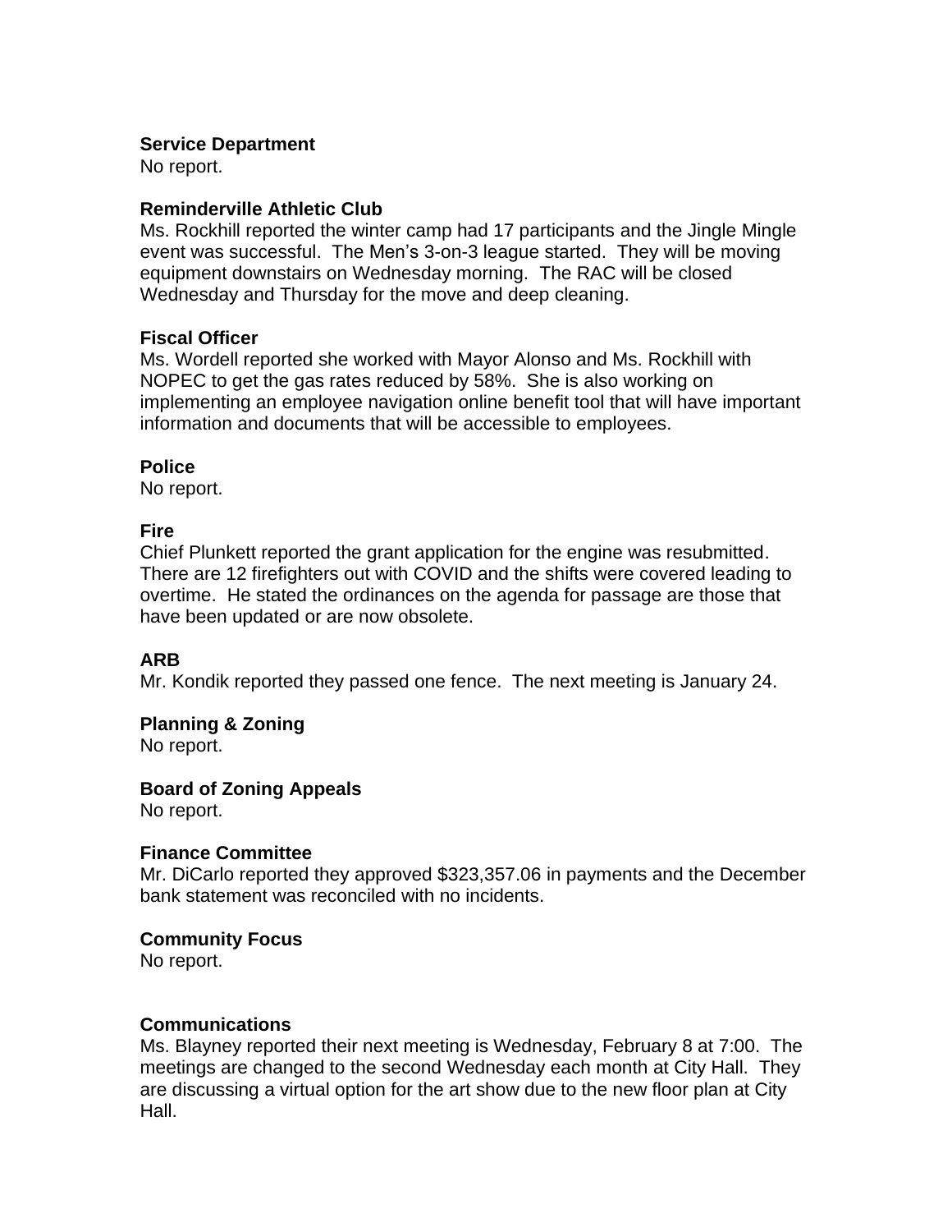**Service Department**
No report.

**Reminderville Athletic Club**
Ms. Rockhill reported the winter camp had 17 participants and the Jingle Mingle event was successful. The Men's 3-on-3 league started. They will be moving equipment downstairs on Wednesday morning. The RAC will be closed Wednesday and Thursday for the move and deep cleaning.

**Fiscal Officer**
Ms. Wordell reported she worked with Mayor Alonso and Ms. Rockhill with NOPEC to get the gas rates reduced by 58%. She is also working on implementing an employee navigation online benefit tool that will have important information and documents that will be accessible to employees.

**Police**
No report.

**Fire**
Chief Plunkett reported the grant application for the engine was resubmitted. There are 12 firefighters out with COVID and the shifts were covered leading to overtime. He stated the ordinances on the agenda for passage are those that have been updated or are now obsolete.

**ARB**
Mr. Kondik reported they passed one fence. The next meeting is January 24.

**Planning & Zoning**
No report.

**Board of Zoning Appeals**
No report.

**Finance Committee**
Mr. DiCarlo reported they approved $323,357.06 in payments and the December bank statement was reconciled with no incidents.

**Community Focus**
No report.

**Communications**
Ms. Blayney reported their next meeting is Wednesday, February 8 at 7:00. The meetings are changed to the second Wednesday each month at City Hall. They are discussing a virtual option for the art show due to the new floor plan at City Hall.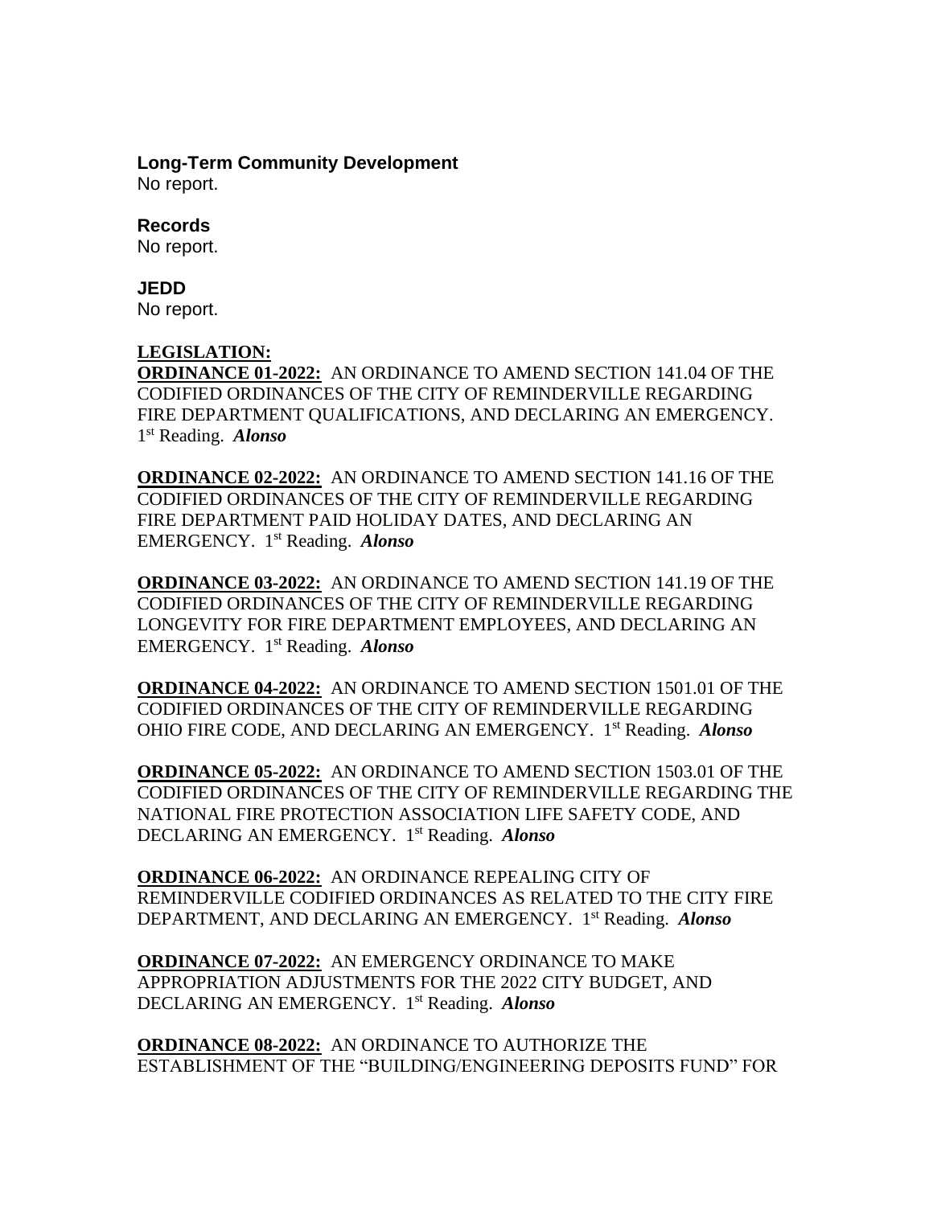**Long-Term Community Development**
No report.

**Records**
No report.

**JEDD**
No report.

**LEGISLATION:**

**ORDINANCE 01-2022:** AN ORDINANCE TO AMEND SECTION 141.04 OF THE CODIFIED ORDINANCES OF THE CITY OF REMINDERVILLE REGARDING FIRE DEPARTMENT QUALIFICATIONS, AND DECLARING AN EMERGENCY. 1st Reading. ***Alonso***

**ORDINANCE 02-2022:** AN ORDINANCE TO AMEND SECTION 141.16 OF THE CODIFIED ORDINANCES OF THE CITY OF REMINDERVILLE REGARDING FIRE DEPARTMENT PAID HOLIDAY DATES, AND DECLARING AN EMERGENCY. 1st Reading. ***Alonso***

**ORDINANCE 03-2022:** AN ORDINANCE TO AMEND SECTION 141.19 OF THE CODIFIED ORDINANCES OF THE CITY OF REMINDERVILLE REGARDING LONGEVITY FOR FIRE DEPARTMENT EMPLOYEES, AND DECLARING AN EMERGENCY. 1st Reading. ***Alonso***

**ORDINANCE 04-2022:** AN ORDINANCE TO AMEND SECTION 1501.01 OF THE CODIFIED ORDINANCES OF THE CITY OF REMINDERVILLE REGARDING OHIO FIRE CODE, AND DECLARING AN EMERGENCY. 1st Reading. ***Alonso***

**ORDINANCE 05-2022:** AN ORDINANCE TO AMEND SECTION 1503.01 OF THE CODIFIED ORDINANCES OF THE CITY OF REMINDERVILLE REGARDING THE NATIONAL FIRE PROTECTION ASSOCIATION LIFE SAFETY CODE, AND DECLARING AN EMERGENCY. 1st Reading. ***Alonso***

**ORDINANCE 06-2022:** AN ORDINANCE REPEALING CITY OF REMINDERVILLE CODIFIED ORDINANCES AS RELATED TO THE CITY FIRE DEPARTMENT, AND DECLARING AN EMERGENCY. 1st Reading. ***Alonso***

**ORDINANCE 07-2022:** AN EMERGENCY ORDINANCE TO MAKE APPROPRIATION ADJUSTMENTS FOR THE 2022 CITY BUDGET, AND DECLARING AN EMERGENCY. 1st Reading. ***Alonso***

**ORDINANCE 08-2022:** AN ORDINANCE TO AUTHORIZE THE ESTABLISHMENT OF THE "BUILDING/ENGINEERING DEPOSITS FUND" FOR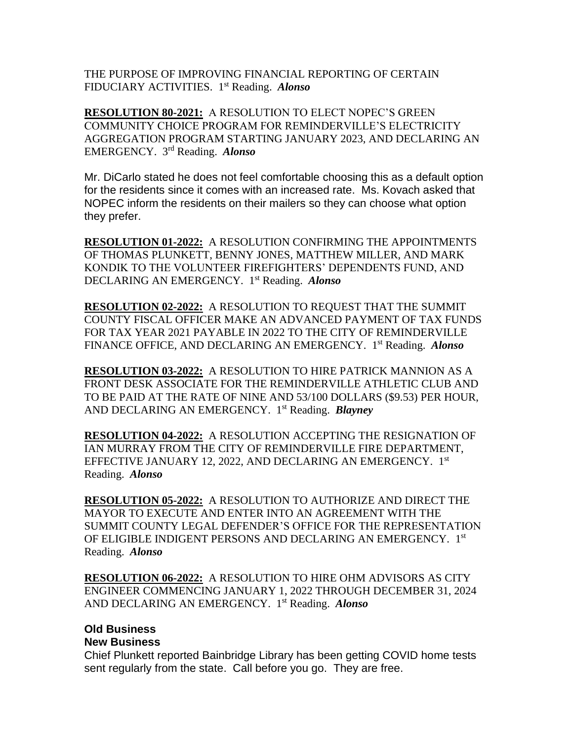THE PURPOSE OF IMPROVING FINANCIAL REPORTING OF CERTAIN FIDUCIARY ACTIVITIES. 1st Reading. ***Alonso***

**RESOLUTION 80-2021:** A RESOLUTION TO ELECT NOPEC'S GREEN COMMUNITY CHOICE PROGRAM FOR REMINDERVILLE'S ELECTRICITY AGGREGATION PROGRAM STARTING JANUARY 2023, AND DECLARING AN EMERGENCY. 3rd Reading. ***Alonso***

Mr. DiCarlo stated he does not feel comfortable choosing this as a default option for the residents since it comes with an increased rate. Ms. Kovach asked that NOPEC inform the residents on their mailers so they can choose what option they prefer.

**RESOLUTION 01-2022:** A RESOLUTION CONFIRMING THE APPOINTMENTS OF THOMAS PLUNKETT, BENNY JONES, MATTHEW MILLER, AND MARK KONDIK TO THE VOLUNTEER FIREFIGHTERS' DEPENDENTS FUND, AND DECLARING AN EMERGENCY. 1st Reading. ***Alonso***

**RESOLUTION 02-2022:** A RESOLUTION TO REQUEST THAT THE SUMMIT COUNTY FISCAL OFFICER MAKE AN ADVANCED PAYMENT OF TAX FUNDS FOR TAX YEAR 2021 PAYABLE IN 2022 TO THE CITY OF REMINDERVILLE FINANCE OFFICE, AND DECLARING AN EMERGENCY. 1st Reading. ***Alonso***

**RESOLUTION 03-2022:** A RESOLUTION TO HIRE PATRICK MANNION AS A FRONT DESK ASSOCIATE FOR THE REMINDERVILLE ATHLETIC CLUB AND TO BE PAID AT THE RATE OF NINE AND 53/100 DOLLARS ($9.53) PER HOUR, AND DECLARING AN EMERGENCY. 1st Reading. ***Blayney***

**RESOLUTION 04-2022:** A RESOLUTION ACCEPTING THE RESIGNATION OF IAN MURRAY FROM THE CITY OF REMINDERVILLE FIRE DEPARTMENT, EFFECTIVE JANUARY 12, 2022, AND DECLARING AN EMERGENCY. 1st Reading. ***Alonso***

**RESOLUTION 05-2022:** A RESOLUTION TO AUTHORIZE AND DIRECT THE MAYOR TO EXECUTE AND ENTER INTO AN AGREEMENT WITH THE SUMMIT COUNTY LEGAL DEFENDER'S OFFICE FOR THE REPRESENTATION OF ELIGIBLE INDIGENT PERSONS AND DECLARING AN EMERGENCY. 1st Reading. ***Alonso***

**RESOLUTION 06-2022:** A RESOLUTION TO HIRE OHM ADVISORS AS CITY ENGINEER COMMENCING JANUARY 1, 2022 THROUGH DECEMBER 31, 2024 AND DECLARING AN EMERGENCY. 1st Reading. ***Alonso***

**Old Business**

**New Business**

Chief Plunkett reported Bainbridge Library has been getting COVID home tests sent regularly from the state. Call before you go. They are free.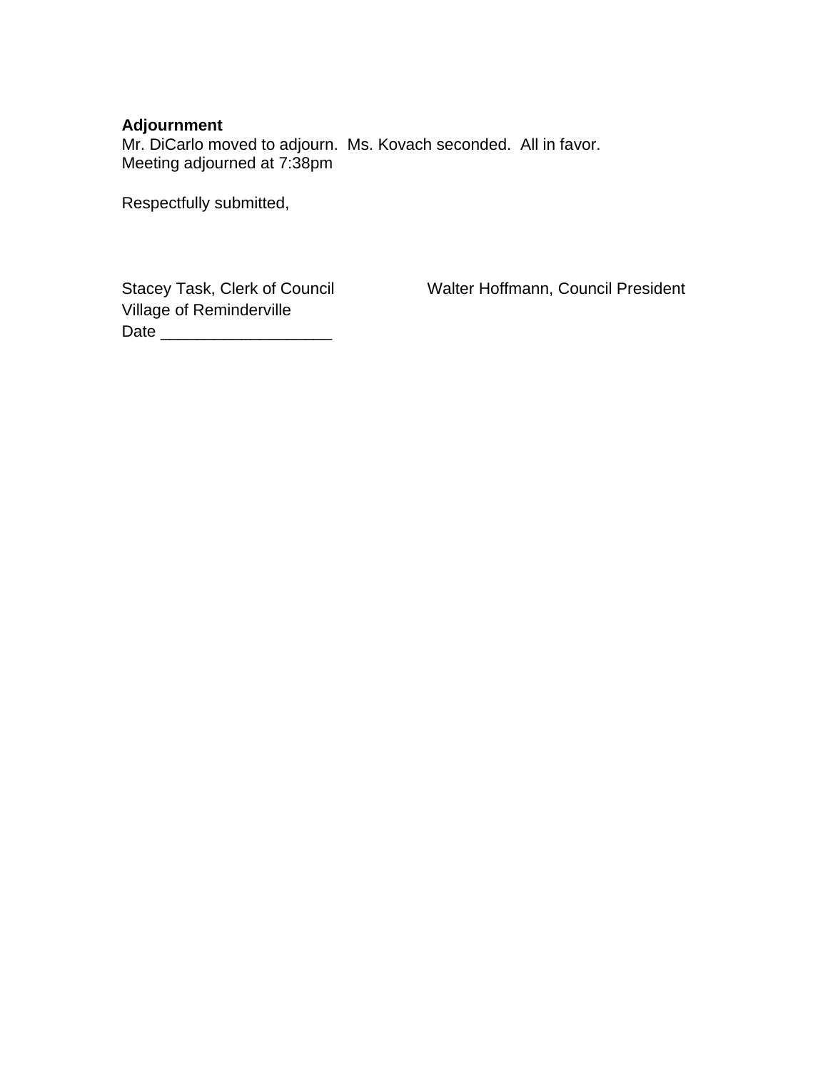**Adjournment**
Mr. DiCarlo moved to adjourn. Ms. Kovach seconded. All in favor.
Meeting adjourned at 7:38pm

Respectfully submitted,

Stacey Task, Clerk of Council
Village of Reminderville
Date ___________________

Walter Hoffmann, Council President